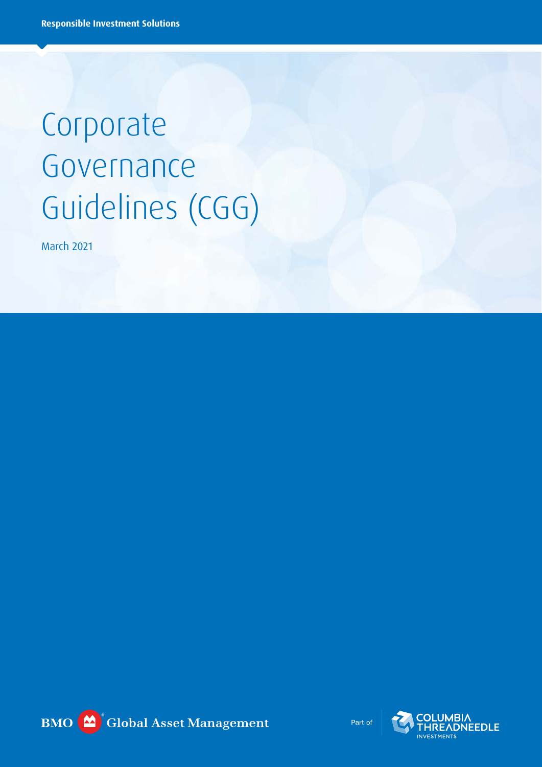Responsible Investment Solutions

# Corporate Governance Guidelines (CGG)

March 2021

BMO Global Asset Management

Part of COLUMBIA THREADNEEDLE INVESTMENTS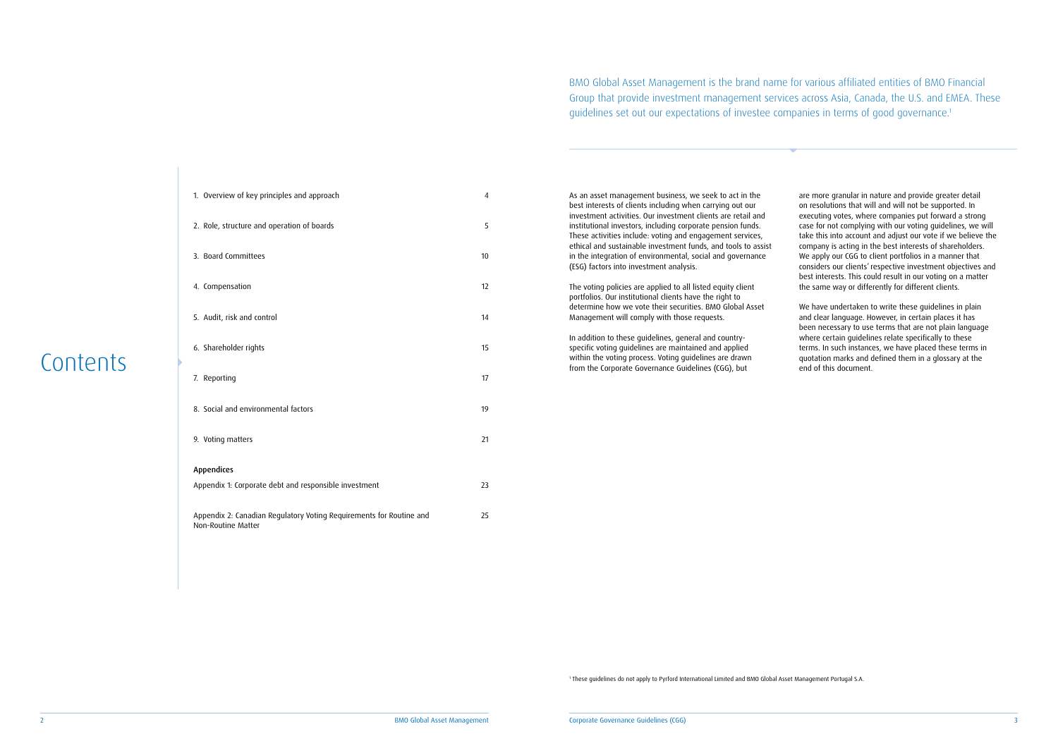# Contents

| | |
|---|---|
| 1. Overview of key principles and approach | 4 |
| 2. Role, structure and operation of boards | 5 |
| 3. Board Committees | 10 |
| 4. Compensation | 12 |
| 5. Audit, risk and control | 14 |
| 6. Shareholder rights | 15 |
| 7. Reporting | 17 |
| 8. Social and environmental factors | 19 |
| 9. Voting matters | 21 |
| **Appendices** | |
| Appendix 1: Corporate debt and responsible investment | 23 |
| Appendix 2: Canadian Regulatory Voting Requirements for Routine and Non-Routine Matter | 25 |

BMO Global Asset Management is the brand name for various affiliated entities of BMO Financial Group that provide investment management services across Asia, Canada, the U.S. and EMEA. These guidelines set out our expectations of investee companies in terms of good governance.[1]

As an asset management business, we seek to act in the best interests of clients including when carrying out our investment activities. Our investment clients are retail and institutional investors, including corporate pension funds. These activities include: voting and engagement services, ethical and sustainable investment funds, and tools to assist in the integration of environmental, social and governance (ESG) factors into investment analysis.

The voting policies are applied to all listed equity client portfolios. Our institutional clients have the right to determine how we vote their securities. BMO Global Asset Management will comply with those requests.

In addition to these guidelines, general and country-specific voting guidelines are maintained and applied within the voting process. Voting guidelines are drawn from the Corporate Governance Guidelines (CGG), but are more granular in nature and provide greater detail on resolutions that will and will not be supported. In executing votes, where companies put forward a strong case for not complying with our voting guidelines, we will take this into account and adjust our vote if we believe the company is acting in the best interests of shareholders. We apply our CGG to client portfolios in a manner that considers our clients' respective investment objectives and best interests. This could result in our voting on a matter the same way or differently for different clients.

We have undertaken to write these guidelines in plain and clear language. However, in certain places it has been necessary to use terms that are not plain language where certain guidelines relate specifically to these terms. In such instances, we have placed these terms in quotation marks and defined them in a glossary at the end of this document.

[1] These guidelines do not apply to Pyrford International Limited and BMO Global Asset Management Portugal S.A.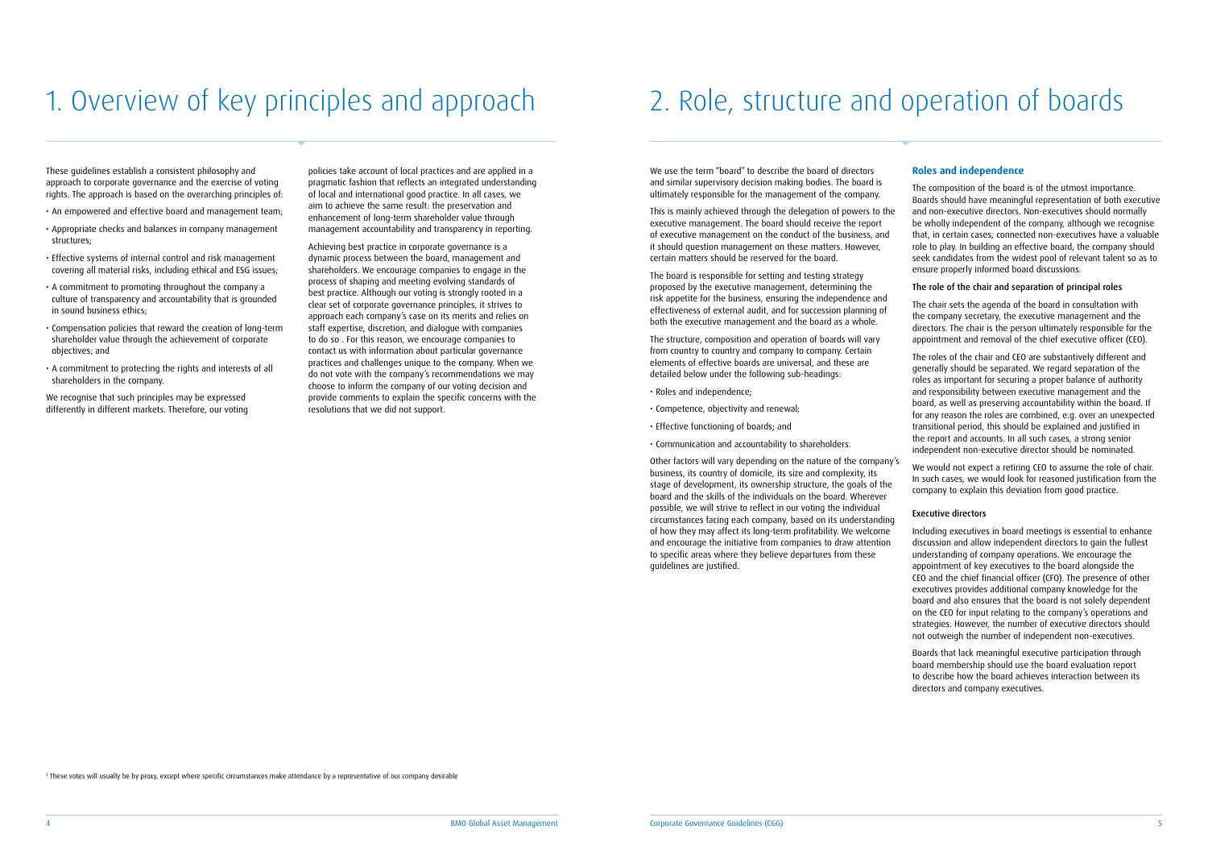# 1. Overview of key principles and approach

These guidelines establish a consistent philosophy and approach to corporate governance and the exercise of voting rights. The approach is based on the overarching principles of:

- An empowered and effective board and management team;
- Appropriate checks and balances in company management structures;
- Effective systems of internal control and risk management covering all material risks, including ethical and ESG issues;
- A commitment to promoting throughout the company a culture of transparency and accountability that is grounded in sound business ethics;
- Compensation policies that reward the creation of long-term shareholder value through the achievement of corporate objectives; and
- A commitment to protecting the rights and interests of all shareholders in the company.

We recognise that such principles may be expressed differently in different markets. Therefore, our voting policies take account of local practices and are applied in a pragmatic fashion that reflects an integrated understanding of local and international good practice. In all cases, we aim to achieve the same result: the preservation and enhancement of long-term shareholder value through management accountability and transparency in reporting.

Achieving best practice in corporate governance is a dynamic process between the board, management and shareholders. We encourage companies to engage in the process of shaping and meeting evolving standards of best practice. Although our voting is strongly rooted in a clear set of corporate governance principles, it strives to approach each company's case on its merits and relies on staff expertise, discretion, and dialogue with companies to do so . For this reason, we encourage companies to contact us with information about particular governance practices and challenges unique to the company. When we do not vote with the company's recommendations we may choose to inform the company of our voting decision and provide comments to explain the specific concerns with the resolutions that we did not support.

[2] These votes will usually be by proxy, except where specific circumstances make attendance by a representative of our company desirable

# 2. Role, structure and operation of boards

We use the term "board" to describe the board of directors and similar supervisory decision making bodies. The board is ultimately responsible for the management of the company.

This is mainly achieved through the delegation of powers to the executive management. The board should receive the report of executive management on the conduct of the business, and it should question management on these matters. However, certain matters should be reserved for the board.

The board is responsible for setting and testing strategy proposed by the executive management, determining the risk appetite for the business, ensuring the independence and effectiveness of external audit, and for succession planning of both the executive management and the board as a whole.

The structure, composition and operation of boards will vary from country to country and company to company. Certain elements of effective boards are universal, and these are detailed below under the following sub-headings:

- Roles and independence;
- Competence, objectivity and renewal;
- Effective functioning of boards; and
- Communication and accountability to shareholders.

Other factors will vary depending on the nature of the company's business, its country of domicile, its size and complexity, its stage of development, its ownership structure, the goals of the board and the skills of the individuals on the board. Wherever possible, we will strive to reflect in our voting the individual circumstances facing each company, based on its understanding of how they may affect its long-term profitability. We welcome and encourage the initiative from companies to draw attention to specific areas where they believe departures from these guidelines are justified.

## Roles and independence

The composition of the board is of the utmost importance. Boards should have meaningful representation of both executive and non-executive directors. Non-executives should normally be wholly independent of the company, although we recognise that, in certain cases, connected non-executives have a valuable role to play. In building an effective board, the company should seek candidates from the widest pool of relevant talent so as to ensure properly informed board discussions.

### The role of the chair and separation of principal roles

The chair sets the agenda of the board in consultation with the company secretary, the executive management and the directors. The chair is the person ultimately responsible for the appointment and removal of the chief executive officer (CEO).

The roles of the chair and CEO are substantively different and generally should be separated. We regard separation of the roles as important for securing a proper balance of authority and responsibility between executive management and the board, as well as preserving accountability within the board. If for any reason the roles are combined, e.g. over an unexpected transitional period, this should be explained and justified in the report and accounts. In all such cases, a strong senior independent non-executive director should be nominated.

We would not expect a retiring CEO to assume the role of chair. In such cases, we would look for reasoned justification from the company to explain this deviation from good practice.

### Executive directors

Including executives in board meetings is essential to enhance discussion and allow independent directors to gain the fullest understanding of company operations. We encourage the appointment of key executives to the board alongside the CEO and the chief financial officer (CFO). The presence of other executives provides additional company knowledge for the board and also ensures that the board is not solely dependent on the CEO for input relating to the company's operations and strategies. However, the number of executive directors should not outweigh the number of independent non-executives.

Boards that lack meaningful executive participation through board membership should use the board evaluation report to describe how the board achieves interaction between its directors and company executives.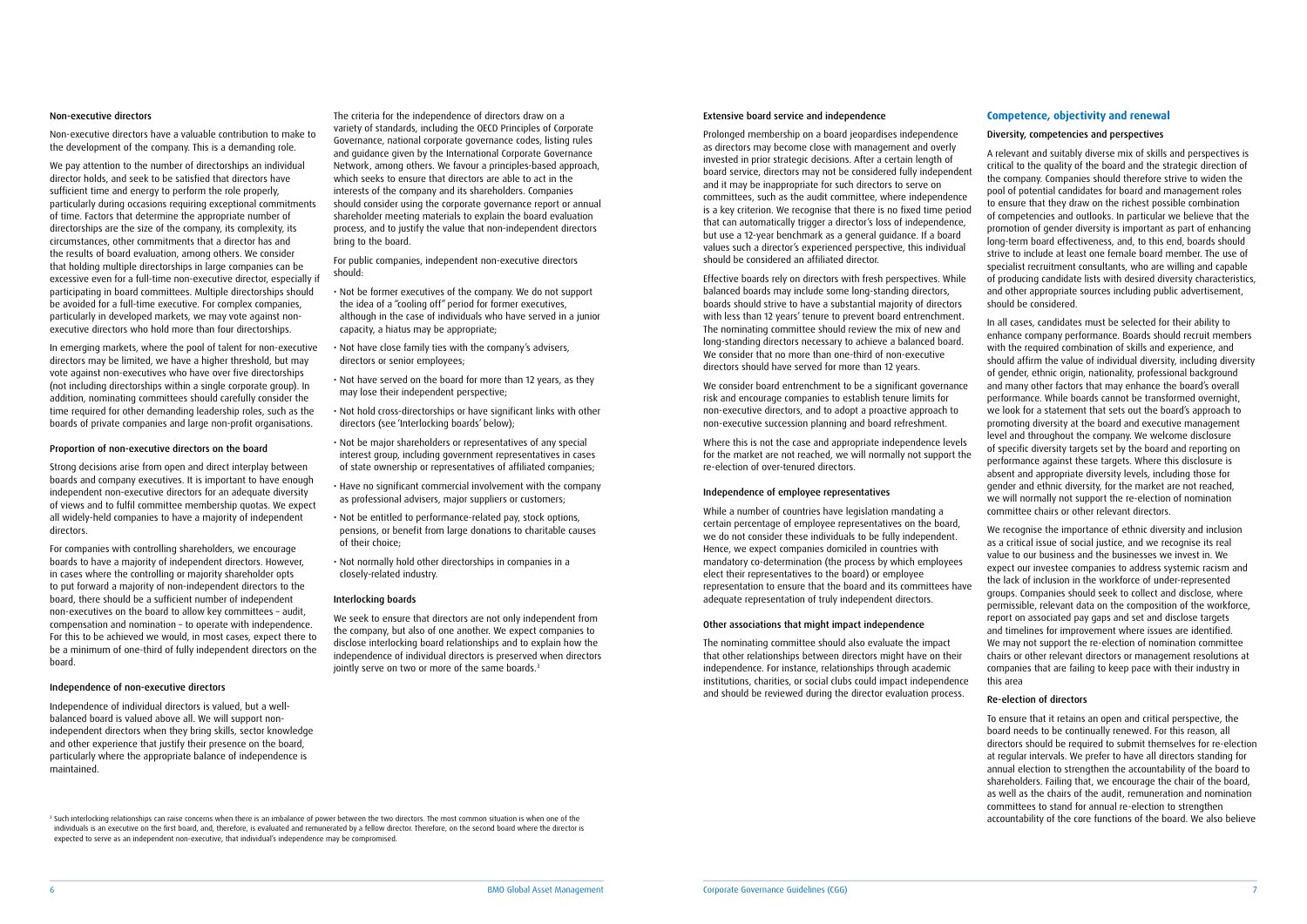### Non-executive directors

Non-executive directors have a valuable contribution to make to the development of the company. This is a demanding role.

We pay attention to the number of directorships an individual director holds, and seek to be satisfied that directors have sufficient time and energy to perform the role properly, particularly during occasions requiring exceptional commitments of time. Factors that determine the appropriate number of directorships are the size of the company, its complexity, its circumstances, other commitments that a director has and the results of board evaluation, among others. We consider that holding multiple directorships in large companies can be excessive even for a full-time non-executive director, especially if participating in board committees. Multiple directorships should be avoided for a full-time executive. For complex companies, particularly in developed markets, we may vote against non-executive directors who hold more than four directorships.

In emerging markets, where the pool of talent for non-executive directors may be limited, we have a higher threshold, but may vote against non-executives who have over five directorships (not including directorships within a single corporate group). In addition, nominating committees should carefully consider the time required for other demanding leadership roles, such as the boards of private companies and large non-profit organisations.

### Proportion of non-executive directors on the board

Strong decisions arise from open and direct interplay between boards and company executives. It is important to have enough independent non-executive directors for an adequate diversity of views and to fulfil committee membership quotas. We expect all widely-held companies to have a majority of independent directors.

For companies with controlling shareholders, we encourage boards to have a majority of independent directors. However, in cases where the controlling or majority shareholder opts to put forward a majority of non-independent directors to the board, there should be a sufficient number of independent non-executives on the board to allow key committees – audit, compensation and nomination – to operate with independence. For this to be achieved we would, in most cases, expect there to be a minimum of one-third of fully independent directors on the board.

### Independence of non-executive directors

Independence of individual directors is valued, but a well-balanced board is valued above all. We will support non-independent directors when they bring skills, sector knowledge and other experience that justify their presence on the board, particularly where the appropriate balance of independence is maintained.

The criteria for the independence of directors draw on a variety of standards, including the OECD Principles of Corporate Governance, national corporate governance codes, listing rules and guidance given by the International Corporate Governance Network, among others. We favour a principles-based approach, which seeks to ensure that directors are able to act in the interests of the company and its shareholders. Companies should consider using the corporate governance report or annual shareholder meeting materials to explain the board evaluation process, and to justify the value that non-independent directors bring to the board.

For public companies, independent non-executive directors should:

- Not be former executives of the company. We do not support the idea of a "cooling off" period for former executives, although in the case of individuals who have served in a junior capacity, a hiatus may be appropriate;
- Not have close family ties with the company's advisers, directors or senior employees;
- Not have served on the board for more than 12 years, as they may lose their independent perspective;
- Not hold cross-directorships or have significant links with other directors (see 'Interlocking boards' below);
- Not be major shareholders or representatives of any special interest group, including government representatives in cases of state ownership or representatives of affiliated companies;
- Have no significant commercial involvement with the company as professional advisers, major suppliers or customers;
- Not be entitled to performance-related pay, stock options, pensions, or benefit from large donations to charitable causes of their choice;
- Not normally hold other directorships in companies in a closely-related industry.

### Interlocking boards

We seek to ensure that directors are not only independent from the company, but also of one another. We expect companies to disclose interlocking board relationships and to explain how the independence of individual directors is preserved when directors jointly serve on two or more of the same boards.[3]

[3] Such interlocking relationships can raise concerns when there is an imbalance of power between the two directors. The most common situation is when one of the individuals is an executive on the first board, and, therefore, is evaluated and remunerated by a fellow director. Therefore, on the second board where the director is expected to serve as an independent non-executive, that individual's independence may be compromised.

### Extensive board service and independence

Prolonged membership on a board jeopardises independence as directors may become close with management and overly invested in prior strategic decisions. After a certain length of board service, directors may not be considered fully independent and it may be inappropriate for such directors to serve on committees, such as the audit committee, where independence is a key criterion. We recognise that there is no fixed time period that can automatically trigger a director's loss of independence, but use a 12-year benchmark as a general guidance. If a board values such a director's experienced perspective, this individual should be considered an affiliated director.

Effective boards rely on directors with fresh perspectives. While balanced boards may include some long-standing directors, boards should strive to have a substantial majority of directors with less than 12 years' tenure to prevent board entrenchment. The nominating committee should review the mix of new and long-standing directors necessary to achieve a balanced board. We consider that no more than one-third of non-executive directors should have served for more than 12 years.

We consider board entrenchment to be a significant governance risk and encourage companies to establish tenure limits for non-executive directors, and to adopt a proactive approach to non-executive succession planning and board refreshment.

Where this is not the case and appropriate independence levels for the market are not reached, we will normally not support the re-election of over-tenured directors.

### Independence of employee representatives

While a number of countries have legislation mandating a certain percentage of employee representatives on the board, we do not consider these individuals to be fully independent. Hence, we expect companies domiciled in countries with mandatory co-determination (the process by which employees elect their representatives to the board) or employee representation to ensure that the board and its committees have adequate representation of truly independent directors.

### Other associations that might impact independence

The nominating committee should also evaluate the impact that other relationships between directors might have on their independence. For instance, relationships through academic institutions, charities, or social clubs could impact independence and should be reviewed during the director evaluation process.

## Competence, objectivity and renewal

### Diversity, competencies and perspectives

A relevant and suitably diverse mix of skills and perspectives is critical to the quality of the board and the strategic direction of the company. Companies should therefore strive to widen the pool of potential candidates for board and management roles to ensure that they draw on the richest possible combination of competencies and outlooks. In particular we believe that the promotion of gender diversity is important as part of enhancing long-term board effectiveness, and, to this end, boards should strive to include at least one female board member. The use of specialist recruitment consultants, who are willing and capable of producing candidate lists with desired diversity characteristics, and other appropriate sources including public advertisement, should be considered.

In all cases, candidates must be selected for their ability to enhance company performance. Boards should recruit members with the required combination of skills and experience, and should affirm the value of individual diversity, including diversity of gender, ethnic origin, nationality, professional background and many other factors that may enhance the board's overall performance. While boards cannot be transformed overnight, we look for a statement that sets out the board's approach to promoting diversity at the board and executive management level and throughout the company. We welcome disclosure of specific diversity targets set by the board and reporting on performance against these targets. Where this disclosure is absent and appropriate diversity levels, including those for gender and ethnic diversity, for the market are not reached, we will normally not support the re-election of nomination committee chairs or other relevant directors.

We recognise the importance of ethnic diversity and inclusion as a critical issue of social justice, and we recognise its real value to our business and the businesses we invest in. We expect our investee companies to address systemic racism and the lack of inclusion in the workforce of under-represented groups. Companies should seek to collect and disclose, where permissible, relevant data on the composition of the workforce, report on associated pay gaps and set and disclose targets and timelines for improvement where issues are identified. We may not support the re-election of nomination committee chairs or other relevant directors or management resolutions at companies that are failing to keep pace with their industry in this area

### Re-election of directors

To ensure that it retains an open and critical perspective, the board needs to be continually renewed. For this reason, all directors should be required to submit themselves for re-election at regular intervals. We prefer to have all directors standing for annual election to strengthen the accountability of the board to shareholders. Failing that, we encourage the chair of the board, as well as the chairs of the audit, remuneration and nomination committees to stand for annual re-election to strengthen accountability of the core functions of the board. We also believe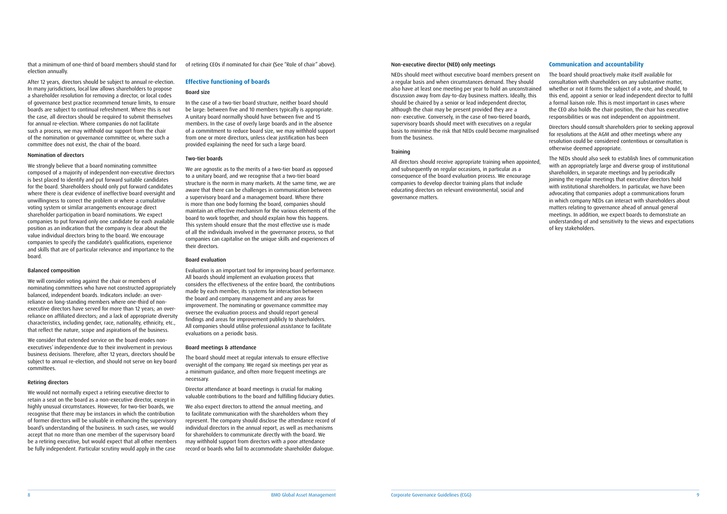that a minimum of one-third of board members should stand for election annually.

After 12 years, directors should be subject to annual re-election. In many jurisdictions, local law allows shareholders to propose a shareholder resolution for removing a director, or local codes of governance best practice recommend tenure limits, to ensure boards are subject to continual refreshment. Where this is not the case, all directors should be required to submit themselves for annual re-election. Where companies do not facilitate such a process, we may withhold our support from the chair of the nomination or governance committee or, where such a committee does not exist, the chair of the board.

### Nomination of directors

We strongly believe that a board nominating committee composed of a majority of independent non-executive directors is best placed to identify and put forward suitable candidates for the board. Shareholders should only put forward candidates where there is clear evidence of ineffective board oversight and unwillingness to correct the problem or where a cumulative voting system or similar arrangements encourage direct shareholder participation in board nominations. We expect companies to put forward only one candidate for each available position as an indication that the company is clear about the value individual directors bring to the board. We encourage companies to specify the candidate's qualifications, experience and skills that are of particular relevance and importance to the board.

### Balanced composition

We will consider voting against the chair or members of nominating committees who have not constructed appropriately balanced, independent boards. Indicators include: an over-reliance on long-standing members where one-third of non-executive directors have served for more than 12 years; an over-reliance on affiliated directors; and a lack of appropriate diversity characteristics, including gender, race, nationality, ethnicity, etc., that reflect the nature, scope and aspirations of the business.

We consider that extended service on the board erodes non-executives' independence due to their involvement in previous business decisions. Therefore, after 12 years, directors should be subject to annual re-election, and should not serve on key board committees.

### Retiring directors

We would not normally expect a retiring executive director to retain a seat on the board as a non-executive director, except in highly unusual circumstances. However, for two-tier boards, we recognise that there may be instances in which the contribution of former directors will be valuable in enhancing the supervisory board's understanding of the business. In such cases, we would accept that no more than one member of the supervisory board be a retiring executive, but would expect that all other members be fully independent. Particular scrutiny would apply in the case of retiring CEOs if nominated for chair (See "Role of chair" above).

## Effective functioning of boards

### Board size

In the case of a two-tier board structure, neither board should be large: between five and 10 members typically is appropriate. A unitary board normally should have between five and 15 members. In the case of overly large boards and in the absence of a commitment to reduce board size, we may withhold support from one or more directors, unless clear justification has been provided explaining the need for such a large board.

### Two-tier boards

We are agnostic as to the merits of a two-tier board as opposed to a unitary board, and we recognise that a two-tier board structure is the norm in many markets. At the same time, we are aware that there can be challenges in communication between a supervisory board and a management board. Where there is more than one body forming the board, companies should maintain an effective mechanism for the various elements of the board to work together, and should explain how this happens. This system should ensure that the most effective use is made of all the individuals involved in the governance process, so that companies can capitalise on the unique skills and experiences of their directors.

### Board evaluation

Evaluation is an important tool for improving board performance. All boards should implement an evaluation process that considers the effectiveness of the entire board, the contributions made by each member, its systems for interaction between the board and company management and any areas for improvement. The nominating or governance committee may oversee the evaluation process and should report general findings and areas for improvement publicly to shareholders. All companies should utilise professional assistance to facilitate evaluations on a periodic basis.

### Board meetings & attendance

The board should meet at regular intervals to ensure effective oversight of the company. We regard six meetings per year as a minimum guidance, and often more frequent meetings are necessary.

Director attendance at board meetings is crucial for making valuable contributions to the board and fulfilling fiduciary duties.

We also expect directors to attend the annual meeting, and to facilitate communication with the shareholders whom they represent. The company should disclose the attendance record of individual directors in the annual report, as well as mechanisms for shareholders to communicate directly with the board. We may withhold support from directors with a poor attendance record or boards who fail to accommodate shareholder dialogue.

### Non-executive director (NED) only meetings

NEDs should meet without executive board members present on a regular basis and when circumstances demand. They should also have at least one meeting per year to hold an unconstrained discussion away from day-to-day business matters. Ideally, this should be chaired by a senior or lead independent director, although the chair may be present provided they are a non- executive. Conversely, in the case of two-tiered boards, supervisory boards should meet with executives on a regular basis to minimise the risk that NEDs could become marginalised from the business.

### Training

All directors should receive appropriate training when appointed, and subsequently on regular occasions, in particular as a consequence of the board evaluation process. We encourage companies to develop director training plans that include educating directors on relevant environmental, social and governance matters.

## Communication and accountability

The board should proactively make itself available for consultation with shareholders on any substantive matter, whether or not it forms the subject of a vote, and should, to this end, appoint a senior or lead independent director to fulfil a formal liaison role. This is most important in cases where the CEO also holds the chair position, the chair has executive responsibilities or was not independent on appointment.

Directors should consult shareholders prior to seeking approval for resolutions at the AGM and other meetings where any resolution could be considered contentious or consultation is otherwise deemed appropriate.

The NEDs should also seek to establish lines of communication with an appropriately large and diverse group of institutional shareholders, in separate meetings and by periodically joining the regular meetings that executive directors hold with institutional shareholders. In particular, we have been advocating that companies adopt a communications forum in which company NEDs can interact with shareholders about matters relating to governance ahead of annual general meetings. In addition, we expect boards to demonstrate an understanding of and sensitivity to the views and expectations of key stakeholders.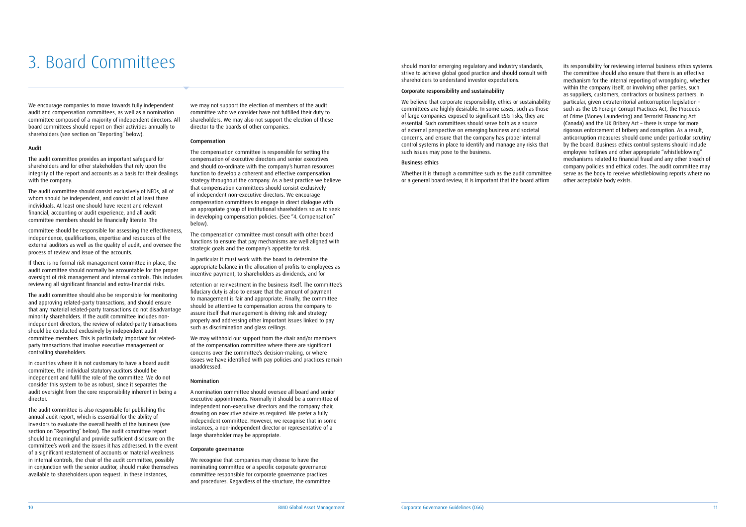# 3. Board Committees

We encourage companies to move towards fully independent audit and compensation committees, as well as a nomination committee composed of a majority of independent directors. All board committees should report on their activities annually to shareholders (see section on "Reporting" below).

### Audit

The audit committee provides an important safeguard for shareholders and for other stakeholders that rely upon the integrity of the report and accounts as a basis for their dealings with the company.

The audit committee should consist exclusively of NEDs, all of whom should be independent, and consist of at least three individuals. At least one should have recent and relevant financial, accounting or audit experience, and all audit committee members should be financially literate. The committee should be responsible for assessing the effectiveness, independence, qualifications, expertise and resources of the external auditors as well as the quality of audit, and oversee the process of review and issue of the accounts.

If there is no formal risk management committee in place, the audit committee should normally be accountable for the proper oversight of risk management and internal controls. This includes reviewing all significant financial and extra-financial risks.

The audit committee should also be responsible for monitoring and approving related-party transactions, and should ensure that any material related-party transactions do not disadvantage minority shareholders. If the audit committee includes non-independent directors, the review of related-party transactions should be conducted exclusively by independent audit committee members. This is particularly important for related-party transactions that involve executive management or controlling shareholders.

In countries where it is not customary to have a board audit committee, the individual statutory auditors should be independent and fulfil the role of the committee. We do not consider this system to be as robust, since it separates the audit oversight from the core responsibility inherent in being a director.

The audit committee is also responsible for publishing the annual audit report, which is essential for the ability of investors to evaluate the overall health of the business (see section on "Reporting" below). The audit committee report should be meaningful and provide sufficient disclosure on the committee's work and the issues it has addressed. In the event of a significant restatement of accounts or material weakness in internal controls, the chair of the audit committee, possibly in conjunction with the senior auditor, should make themselves available to shareholders upon request. In these instances, we may not support the election of members of the audit committee who we consider have not fulfilled their duty to shareholders. We may also not support the election of these director to the boards of other companies.

### Compensation

The compensation committee is responsible for setting the compensation of executive directors and senior executives and should co-ordinate with the company's human resources function to develop a coherent and effective compensation strategy throughout the company. As a best practice we believe that compensation committees should consist exclusively of independent non-executive directors. We encourage compensation committees to engage in direct dialogue with an appropriate group of institutional shareholders so as to seek in developing compensation policies. (See "4. Compensation" below).

The compensation committee must consult with other board functions to ensure that pay mechanisms are well aligned with strategic goals and the company's appetite for risk.

In particular it must work with the board to determine the appropriate balance in the allocation of profits to employees as incentive payment, to shareholders as dividends, and for retention or reinvestment in the business itself. The committee's fiduciary duty is also to ensure that the amount of payment to management is fair and appropriate. Finally, the committee should be attentive to compensation across the company to assure itself that management is driving risk and strategy properly and addressing other important issues linked to pay such as discrimination and glass ceilings.

We may withhold our support from the chair and/or members of the compensation committee where there are significant concerns over the committee's decision-making, or where issues we have identified with pay policies and practices remain unaddressed.

### Nomination

A nomination committee should oversee all board and senior executive appointments. Normally it should be a committee of independent non-executive directors and the company chair, drawing on executive advice as required. We prefer a fully independent committee. However, we recognise that in some instances, a non-independent director or representative of a large shareholder may be appropriate.

### Corporate governance

We recognise that companies may choose to have the nominating committee or a specific corporate governance committee responsible for corporate governance practices and procedures. Regardless of the structure, the committee should monitor emerging regulatory and industry standards, strive to achieve global good practice and should consult with shareholders to understand investor expectations.

### Corporate responsibility and sustainability

We believe that corporate responsibility, ethics or sustainability committees are highly desirable. In some cases, such as those of large companies exposed to significant ESG risks, they are essential. Such committees should serve both as a source of external perspective on emerging business and societal concerns, and ensure that the company has proper internal control systems in place to identify and manage any risks that such issues may pose to the business.

### Business ethics

Whether it is through a committee such as the audit committee or a general board review, it is important that the board affirm its responsibility for reviewing internal business ethics systems. The committee should also ensure that there is an effective mechanism for the internal reporting of wrongdoing, whether within the company itself, or involving other parties, such as suppliers, customers, contractors or business partners. In particular, given extraterritorial anticorruption legislation – such as the US Foreign Corrupt Practices Act, the Proceeds of Crime (Money Laundering) and Terrorist Financing Act (Canada) and the UK Bribery Act – there is scope for more rigorous enforcement of bribery and corruption. As a result, anticorruption measures should come under particular scrutiny by the board. Business ethics control systems should include employee hotlines and other appropriate "whistleblowing" mechanisms related to financial fraud and any other breach of company policies and ethical codes. The audit committee may serve as the body to receive whistleblowing reports where no other acceptable body exists.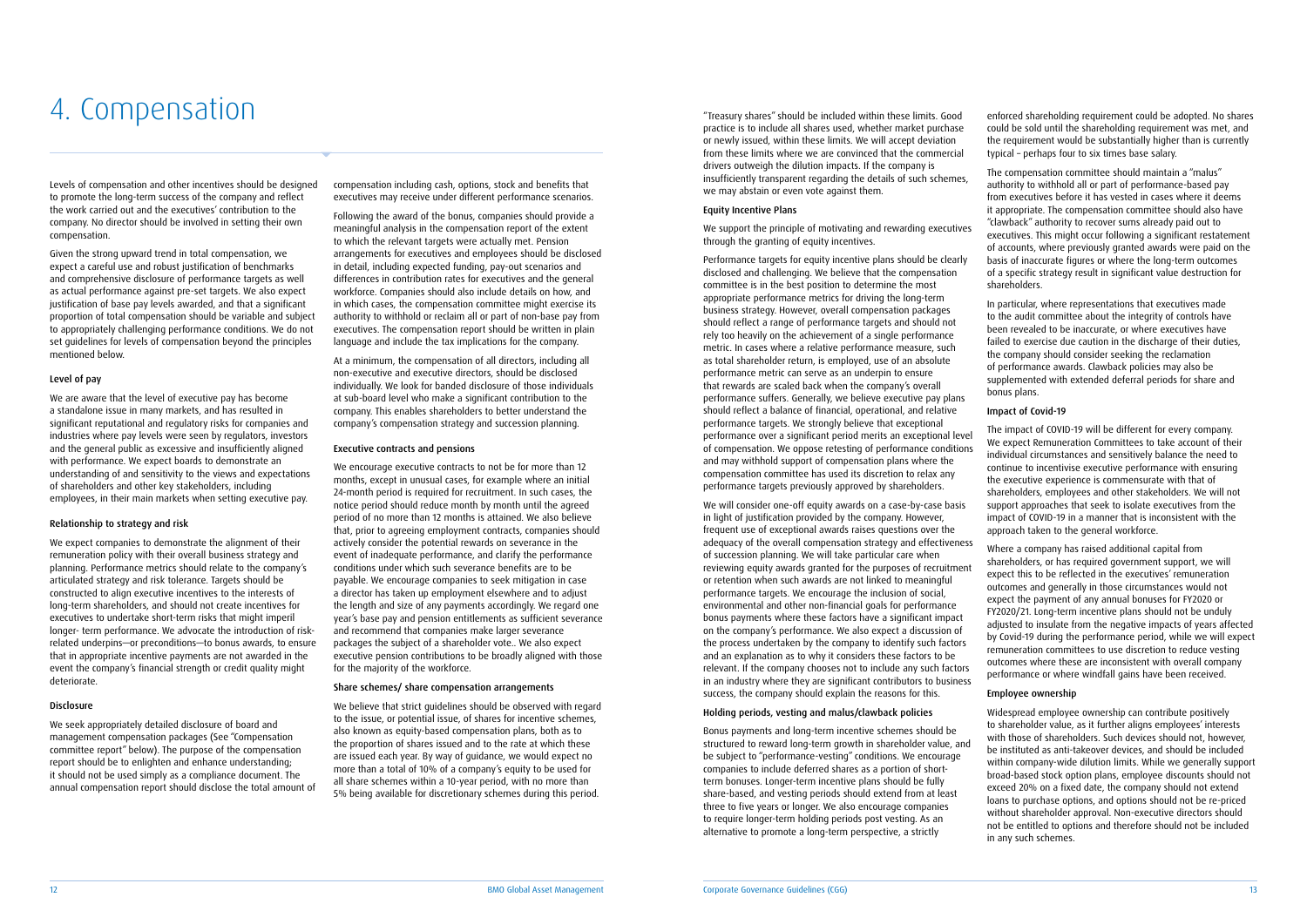# 4. Compensation

Levels of compensation and other incentives should be designed to promote the long-term success of the company and reflect the work carried out and the executives' contribution to the company. No director should be involved in setting their own compensation.

Given the strong upward trend in total compensation, we expect a careful use and robust justification of benchmarks and comprehensive disclosure of performance targets as well as actual performance against pre-set targets. We also expect justification of base pay levels awarded, and that a significant proportion of total compensation should be variable and subject to appropriately challenging performance conditions. We do not set guidelines for levels of compensation beyond the principles mentioned below.

### Level of pay

We are aware that the level of executive pay has become a standalone issue in many markets, and has resulted in significant reputational and regulatory risks for companies and industries where pay levels were seen by regulators, investors and the general public as excessive and insufficiently aligned with performance. We expect boards to demonstrate an understanding of and sensitivity to the views and expectations of shareholders and other key stakeholders, including employees, in their main markets when setting executive pay.

### Relationship to strategy and risk

We expect companies to demonstrate the alignment of their remuneration policy with their overall business strategy and planning. Performance metrics should relate to the company's articulated strategy and risk tolerance. Targets should be constructed to align executive incentives to the interests of long-term shareholders, and should not create incentives for executives to undertake short-term risks that might imperil longer- term performance. We advocate the introduction of risk-related underpins—or preconditions—to bonus awards, to ensure that in appropriate incentive payments are not awarded in the event the company's financial strength or credit quality might deteriorate.

### Disclosure

We seek appropriately detailed disclosure of board and management compensation packages (See "Compensation committee report" below). The purpose of the compensation report should be to enlighten and enhance understanding; it should not be used simply as a compliance document. The annual compensation report should disclose the total amount of compensation including cash, options, stock and benefits that executives may receive under different performance scenarios.

Following the award of the bonus, companies should provide a meaningful analysis in the compensation report of the extent to which the relevant targets were actually met. Pension arrangements for executives and employees should be disclosed in detail, including expected funding, pay-out scenarios and differences in contribution rates for executives and the general workforce. Companies should also include details on how, and in which cases, the compensation committee might exercise its authority to withhold or reclaim all or part of non-base pay from executives. The compensation report should be written in plain language and include the tax implications for the company.

At a minimum, the compensation of all directors, including all non-executive and executive directors, should be disclosed individually. We look for banded disclosure of those individuals at sub-board level who make a significant contribution to the company. This enables shareholders to better understand the company's compensation strategy and succession planning.

### Executive contracts and pensions

We encourage executive contracts to not be for more than 12 months, except in unusual cases, for example where an initial 24-month period is required for recruitment. In such cases, the notice period should reduce month by month until the agreed period of no more than 12 months is attained. We also believe that, prior to agreeing employment contracts, companies should actively consider the potential rewards on severance in the event of inadequate performance, and clarify the performance conditions under which such severance benefits are to be payable. We encourage companies to seek mitigation in case a director has taken up employment elsewhere and to adjust the length and size of any payments accordingly. We regard one year's base pay and pension entitlements as sufficient severance and recommend that companies make larger severance packages the subject of a shareholder vote.. We also expect executive pension contributions to be broadly aligned with those for the majority of the workforce.

### Share schemes/ share compensation arrangements

We believe that strict guidelines should be observed with regard to the issue, or potential issue, of shares for incentive schemes, also known as equity-based compensation plans, both as to the proportion of shares issued and to the rate at which these are issued each year. By way of guidance, we would expect no more than a total of 10% of a company's equity to be used for all share schemes within a 10-year period, with no more than 5% being available for discretionary schemes during this period. "Treasury shares" should be included within these limits. Good practice is to include all shares used, whether market purchase or newly issued, within these limits. We will accept deviation from these limits where we are convinced that the commercial drivers outweigh the dilution impacts. If the company is insufficiently transparent regarding the details of such schemes, we may abstain or even vote against them.

### Equity Incentive Plans

We support the principle of motivating and rewarding executives through the granting of equity incentives.

Performance targets for equity incentive plans should be clearly disclosed and challenging. We believe that the compensation committee is in the best position to determine the most appropriate performance metrics for driving the long-term business strategy. However, overall compensation packages should reflect a range of performance targets and should not rely too heavily on the achievement of a single performance metric. In cases where a relative performance measure, such as total shareholder return, is employed, use of an absolute performance metric can serve as an underpin to ensure that rewards are scaled back when the company's overall performance suffers. Generally, we believe executive pay plans should reflect a balance of financial, operational, and relative performance targets. We strongly believe that exceptional performance over a significant period merits an exceptional level of compensation. We oppose retesting of performance conditions and may withhold support of compensation plans where the compensation committee has used its discretion to relax any performance targets previously approved by shareholders.

We will consider one-off equity awards on a case-by-case basis in light of justification provided by the company. However, frequent use of exceptional awards raises questions over the adequacy of the overall compensation strategy and effectiveness of succession planning. We will take particular care when reviewing equity awards granted for the purposes of recruitment or retention when such awards are not linked to meaningful performance targets. We encourage the inclusion of social, environmental and other non-financial goals for performance bonus payments where these factors have a significant impact on the company's performance. We also expect a discussion of the process undertaken by the company to identify such factors and an explanation as to why it considers these factors to be relevant. If the company chooses not to include any such factors in an industry where they are significant contributors to business success, the company should explain the reasons for this.

### Holding periods, vesting and malus/clawback policies

Bonus payments and long-term incentive schemes should be structured to reward long-term growth in shareholder value, and be subject to "performance-vesting" conditions. We encourage companies to include deferred shares as a portion of short-term bonuses. Longer-term incentive plans should be fully share-based, and vesting periods should extend from at least three to five years or longer. We also encourage companies to require longer-term holding periods post vesting. As an alternative to promote a long-term perspective, a strictly enforced shareholding requirement could be adopted. No shares could be sold until the shareholding requirement was met, and the requirement would be substantially higher than is currently typical – perhaps four to six times base salary.

The compensation committee should maintain a "malus" authority to withhold all or part of performance-based pay from executives before it has vested in cases where it deems it appropriate. The compensation committee should also have "clawback" authority to recover sums already paid out to executives. This might occur following a significant restatement of accounts, where previously granted awards were paid on the basis of inaccurate figures or where the long-term outcomes of a specific strategy result in significant value destruction for shareholders.

In particular, where representations that executives made to the audit committee about the integrity of controls have been revealed to be inaccurate, or where executives have failed to exercise due caution in the discharge of their duties, the company should consider seeking the reclamation of performance awards. Clawback policies may also be supplemented with extended deferral periods for share and bonus plans.

### Impact of Covid-19

The impact of COVID-19 will be different for every company. We expect Remuneration Committees to take account of their individual circumstances and sensitively balance the need to continue to incentivise executive performance with ensuring the executive experience is commensurate with that of shareholders, employees and other stakeholders. We will not support approaches that seek to isolate executives from the impact of COVID-19 in a manner that is inconsistent with the approach taken to the general workforce.

Where a company has raised additional capital from shareholders, or has required government support, we will expect this to be reflected in the executives' remuneration outcomes and generally in those circumstances would not expect the payment of any annual bonuses for FY2020 or FY2020/21. Long-term incentive plans should not be unduly adjusted to insulate from the negative impacts of years affected by Covid-19 during the performance period, while we will expect remuneration committees to use discretion to reduce vesting outcomes where these are inconsistent with overall company performance or where windfall gains have been received.

### Employee ownership

Widespread employee ownership can contribute positively to shareholder value, as it further aligns employees' interests with those of shareholders. Such devices should not, however, be instituted as anti-takeover devices, and should be included within company-wide dilution limits. While we generally support broad-based stock option plans, employee discounts should not exceed 20% on a fixed date, the company should not extend loans to purchase options, and options should not be re-priced without shareholder approval. Non-executive directors should not be entitled to options and therefore should not be included in any such schemes.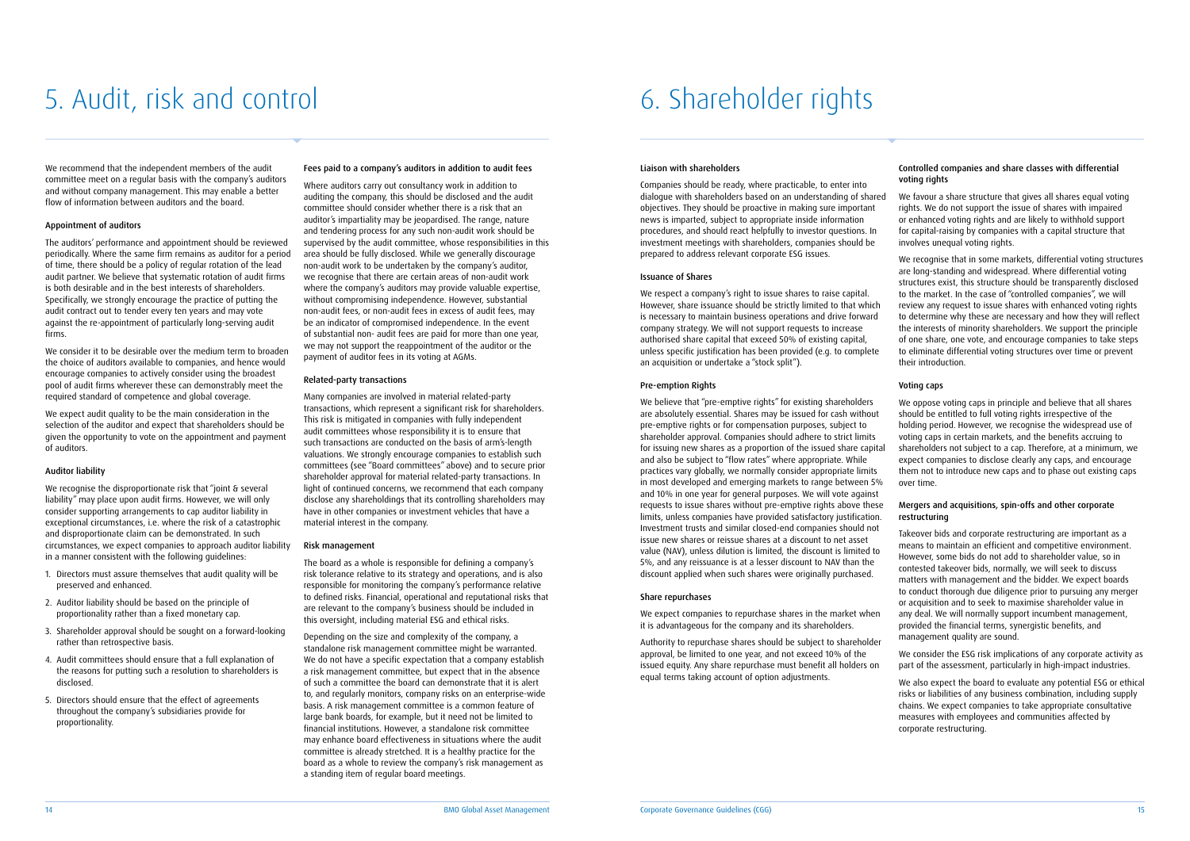# 5. Audit, risk and control

We recommend that the independent members of the audit committee meet on a regular basis with the company's auditors and without company management. This may enable a better flow of information between auditors and the board.

### Appointment of auditors

The auditors' performance and appointment should be reviewed periodically. Where the same firm remains as auditor for a period of time, there should be a policy of regular rotation of the lead audit partner. We believe that systematic rotation of audit firms is both desirable and in the best interests of shareholders. Specifically, we strongly encourage the practice of putting the audit contract out to tender every ten years and may vote against the re-appointment of particularly long-serving audit firms.

We consider it to be desirable over the medium term to broaden the choice of auditors available to companies, and hence would encourage companies to actively consider using the broadest pool of audit firms wherever these can demonstrably meet the required standard of competence and global coverage.

We expect audit quality to be the main consideration in the selection of the auditor and expect that shareholders should be given the opportunity to vote on the appointment and payment of auditors.

### Auditor liability

We recognise the disproportionate risk that "joint & several liability" may place upon audit firms. However, we will only consider supporting arrangements to cap auditor liability in exceptional circumstances, i.e. where the risk of a catastrophic and disproportionate claim can be demonstrated. In such circumstances, we expect companies to approach auditor liability in a manner consistent with the following guidelines:

1. Directors must assure themselves that audit quality will be preserved and enhanced.
2. Auditor liability should be based on the principle of proportionality rather than a fixed monetary cap.
3. Shareholder approval should be sought on a forward-looking rather than retrospective basis.
4. Audit committees should ensure that a full explanation of the reasons for putting such a resolution to shareholders is disclosed.
5. Directors should ensure that the effect of agreements throughout the company's subsidiaries provide for proportionality.

### Fees paid to a company's auditors in addition to audit fees

Where auditors carry out consultancy work in addition to auditing the company, this should be disclosed and the audit committee should consider whether there is a risk that an auditor's impartiality may be jeopardised. The range, nature and tendering process for any such non-audit work should be supervised by the audit committee, whose responsibilities in this area should be fully disclosed. While we generally discourage non-audit work to be undertaken by the company's auditor, we recognise that there are certain areas of non-audit work where the company's auditors may provide valuable expertise, without compromising independence. However, substantial non-audit fees, or non-audit fees in excess of audit fees, may be an indicator of compromised independence. In the event of substantial non- audit fees are paid for more than one year, we may not support the reappointment of the auditor or the payment of auditor fees in its voting at AGMs.

### Related-party transactions

Many companies are involved in material related-party transactions, which represent a significant risk for shareholders. This risk is mitigated in companies with fully independent audit committees whose responsibility it is to ensure that such transactions are conducted on the basis of arm's-length valuations. We strongly encourage companies to establish such committees (see "Board committees" above) and to secure prior shareholder approval for material related-party transactions. In light of continued concerns, we recommend that each company disclose any shareholdings that its controlling shareholders may have in other companies or investment vehicles that have a material interest in the company.

### Risk management

The board as a whole is responsible for defining a company's risk tolerance relative to its strategy and operations, and is also responsible for monitoring the company's performance relative to defined risks. Financial, operational and reputational risks that are relevant to the company's business should be included in this oversight, including material ESG and ethical risks.

Depending on the size and complexity of the company, a standalone risk management committee might be warranted. We do not have a specific expectation that a company establish a risk management committee, but expect that in the absence of such a committee the board can demonstrate that it is alert to, and regularly monitors, company risks on an enterprise-wide basis. A risk management committee is a common feature of large bank boards, for example, but it need not be limited to financial institutions. However, a standalone risk committee may enhance board effectiveness in situations where the audit committee is already stretched. It is a healthy practice for the board as a whole to review the company's risk management as a standing item of regular board meetings.

# 6. Shareholder rights

### Liaison with shareholders

Companies should be ready, where practicable, to enter into dialogue with shareholders based on an understanding of shared objectives. They should be proactive in making sure important news is imparted, subject to appropriate inside information procedures, and should react helpfully to investor questions. In investment meetings with shareholders, companies should be prepared to address relevant corporate ESG issues.

### Issuance of Shares

We respect a company's right to issue shares to raise capital. However, share issuance should be strictly limited to that which is necessary to maintain business operations and drive forward company strategy. We will not support requests to increase authorised share capital that exceed 50% of existing capital, unless specific justification has been provided (e.g. to complete an acquisition or undertake a "stock split").

### Pre-emption Rights

We believe that "pre-emptive rights" for existing shareholders are absolutely essential. Shares may be issued for cash without pre-emptive rights or for compensation purposes, subject to shareholder approval. Companies should adhere to strict limits for issuing new shares as a proportion of the issued share capital and also be subject to "flow rates" where appropriate. While practices vary globally, we normally consider appropriate limits in most developed and emerging markets to range between 5% and 10% in one year for general purposes. We will vote against requests to issue shares without pre-emptive rights above these limits, unless companies have provided satisfactory justification. Investment trusts and similar closed-end companies should not issue new shares or reissue shares at a discount to net asset value (NAV), unless dilution is limited, the discount is limited to 5%, and any reissuance is at a lesser discount to NAV than the discount applied when such shares were originally purchased.

### Share repurchases

We expect companies to repurchase shares in the market when it is advantageous for the company and its shareholders.

Authority to repurchase shares should be subject to shareholder approval, be limited to one year, and not exceed 10% of the issued equity. Any share repurchase must benefit all holders on equal terms taking account of option adjustments.

### Controlled companies and share classes with differential voting rights

We favour a share structure that gives all shares equal voting rights. We do not support the issue of shares with impaired or enhanced voting rights and are likely to withhold support for capital-raising by companies with a capital structure that involves unequal voting rights.

We recognise that in some markets, differential voting structures are long-standing and widespread. Where differential voting structures exist, this structure should be transparently disclosed to the market. In the case of "controlled companies", we will review any request to issue shares with enhanced voting rights to determine why these are necessary and how they will reflect the interests of minority shareholders. We support the principle of one share, one vote, and encourage companies to take steps to eliminate differential voting structures over time or prevent their introduction.

### Voting caps

We oppose voting caps in principle and believe that all shares should be entitled to full voting rights irrespective of the holding period. However, we recognise the widespread use of voting caps in certain markets, and the benefits accruing to shareholders not subject to a cap. Therefore, at a minimum, we expect companies to disclose clearly any caps, and encourage them not to introduce new caps and to phase out existing caps over time.

### Mergers and acquisitions, spin-offs and other corporate restructuring

Takeover bids and corporate restructuring are important as a means to maintain an efficient and competitive environment. However, some bids do not add to shareholder value, so in contested takeover bids, normally, we will seek to discuss matters with management and the bidder. We expect boards to conduct thorough due diligence prior to pursuing any merger or acquisition and to seek to maximise shareholder value in any deal. We will normally support incumbent management, provided the financial terms, synergistic benefits, and management quality are sound.

We consider the ESG risk implications of any corporate activity as part of the assessment, particularly in high-impact industries.

We also expect the board to evaluate any potential ESG or ethical risks or liabilities of any business combination, including supply chains. We expect companies to take appropriate consultative measures with employees and communities affected by corporate restructuring.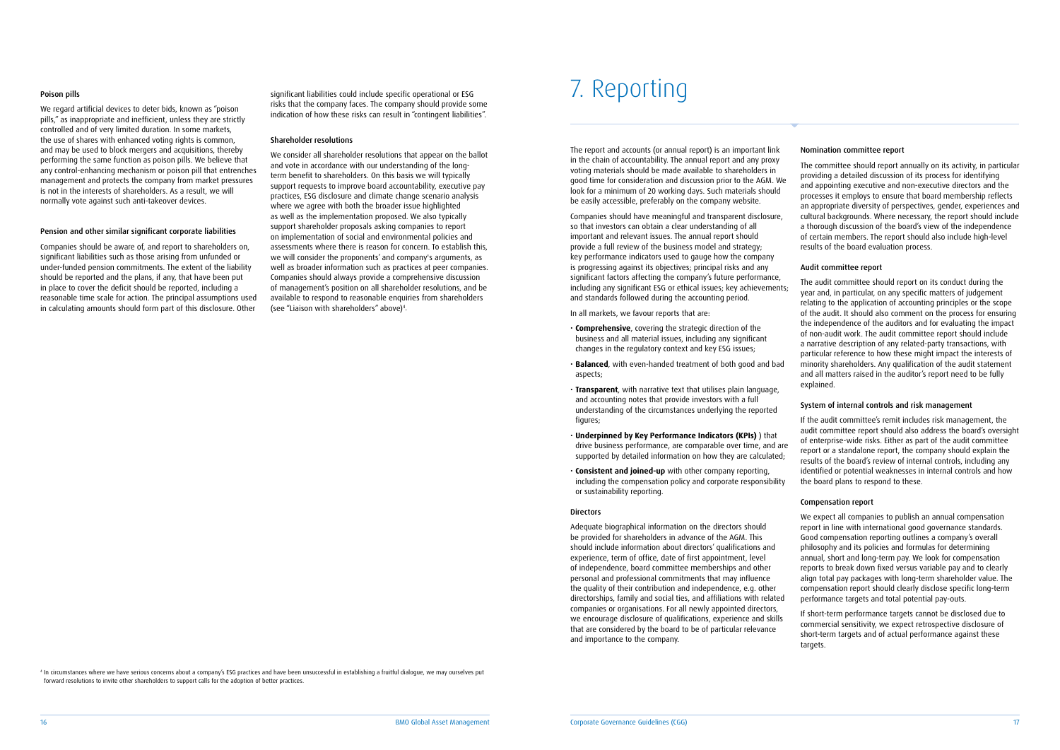### Poison pills

We regard artificial devices to deter bids, known as "poison pills," as inappropriate and inefficient, unless they are strictly controlled and of very limited duration. In some markets, the use of shares with enhanced voting rights is common, and may be used to block mergers and acquisitions, thereby performing the same function as poison pills. We believe that any control-enhancing mechanism or poison pill that entrenches management and protects the company from market pressures is not in the interests of shareholders. As a result, we will normally vote against such anti-takeover devices.

### Pension and other similar significant corporate liabilities

Companies should be aware of, and report to shareholders on, significant liabilities such as those arising from unfunded or under-funded pension commitments. The extent of the liability should be reported and the plans, if any, that have been put in place to cover the deficit should be reported, including a reasonable time scale for action. The principal assumptions used in calculating amounts should form part of this disclosure. Other significant liabilities could include specific operational or ESG risks that the company faces. The company should provide some indication of how these risks can result in "contingent liabilities".

### Shareholder resolutions

We consider all shareholder resolutions that appear on the ballot and vote in accordance with our understanding of the long-term benefit to shareholders. On this basis we will typically support requests to improve board accountability, executive pay practices, ESG disclosure and climate change scenario analysis where we agree with both the broader issue highlighted as well as the implementation proposed. We also typically support shareholder proposals asking companies to report on implementation of social and environmental policies and assessments where there is reason for concern. To establish this, we will consider the proponents' and company's arguments, as well as broader information such as practices at peer companies. Companies should always provide a comprehensive discussion of management's position on all shareholder resolutions, and be available to respond to reasonable enquiries from shareholders (see "Liaison with shareholders" above)[4].

[4] In circumstances where we have serious concerns about a company's ESG practices and have been unsuccessful in establishing a fruitful dialogue, we may ourselves put forward resolutions to invite other shareholders to support calls for the adoption of better practices.

# 7. Reporting

The report and accounts (or annual report) is an important link in the chain of accountability. The annual report and any proxy voting materials should be made available to shareholders in good time for consideration and discussion prior to the AGM. We look for a minimum of 20 working days. Such materials should be easily accessible, preferably on the company website.

Companies should have meaningful and transparent disclosure, so that investors can obtain a clear understanding of all important and relevant issues. The annual report should provide a full review of the business model and strategy; key performance indicators used to gauge how the company is progressing against its objectives; principal risks and any significant factors affecting the company's future performance, including any significant ESG or ethical issues; key achievements; and standards followed during the accounting period.

In all markets, we favour reports that are:

- **Comprehensive**, covering the strategic direction of the business and all material issues, including any significant changes in the regulatory context and key ESG issues;
- **Balanced**, with even-handed treatment of both good and bad aspects;
- **Transparent**, with narrative text that utilises plain language, and accounting notes that provide investors with a full understanding of the circumstances underlying the reported figures;
- **Underpinned by Key Performance Indicators (KPIs)** ) that drive business performance, are comparable over time, and are supported by detailed information on how they are calculated;
- **Consistent and joined-up** with other company reporting, including the compensation policy and corporate responsibility or sustainability reporting.

### Directors

Adequate biographical information on the directors should be provided for shareholders in advance of the AGM. This should include information about directors' qualifications and experience, term of office, date of first appointment, level of independence, board committee memberships and other personal and professional commitments that may influence the quality of their contribution and independence, e.g. other directorships, family and social ties, and affiliations with related companies or organisations. For all newly appointed directors, we encourage disclosure of qualifications, experience and skills that are considered by the board to be of particular relevance and importance to the company.

### Nomination committee report

The committee should report annually on its activity, in particular providing a detailed discussion of its process for identifying and appointing executive and non-executive directors and the processes it employs to ensure that board membership reflects an appropriate diversity of perspectives, gender, experiences and cultural backgrounds. Where necessary, the report should include a thorough discussion of the board's view of the independence of certain members. The report should also include high-level results of the board evaluation process.

### Audit committee report

The audit committee should report on its conduct during the year and, in particular, on any specific matters of judgement relating to the application of accounting principles or the scope of the audit. It should also comment on the process for ensuring the independence of the auditors and for evaluating the impact of non-audit work. The audit committee report should include a narrative description of any related-party transactions, with particular reference to how these might impact the interests of minority shareholders. Any qualification of the audit statement and all matters raised in the auditor's report need to be fully explained.

### System of internal controls and risk management

If the audit committee's remit includes risk management, the audit committee report should also address the board's oversight of enterprise-wide risks. Either as part of the audit committee report or a standalone report, the company should explain the results of the board's review of internal controls, including any identified or potential weaknesses in internal controls and how the board plans to respond to these.

### Compensation report

We expect all companies to publish an annual compensation report in line with international good governance standards. Good compensation reporting outlines a company's overall philosophy and its policies and formulas for determining annual, short and long-term pay. We look for compensation reports to break down fixed versus variable pay and to clearly align total pay packages with long-term shareholder value. The compensation report should clearly disclose specific long-term performance targets and total potential pay-outs.

If short-term performance targets cannot be disclosed due to commercial sensitivity, we expect retrospective disclosure of short-term targets and of actual performance against these targets.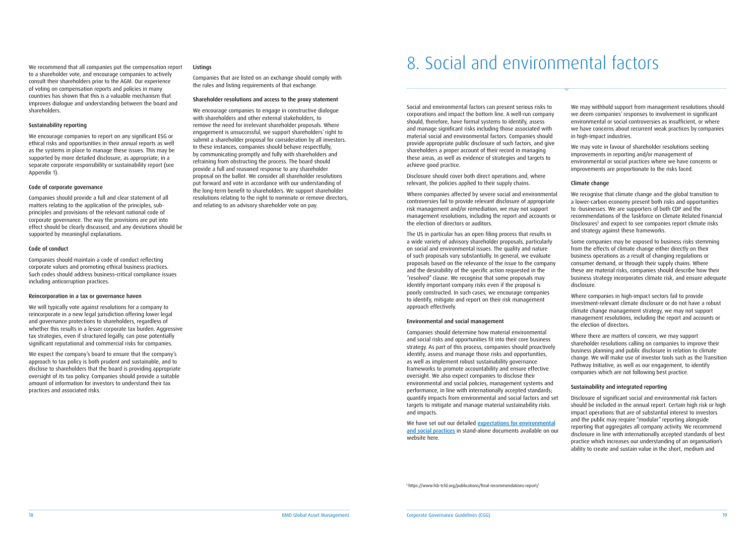We recommend that all companies put the compensation report to a shareholder vote, and encourage companies to actively consult their shareholders prior to the AGM. Our experience of voting on compensation reports and policies in many countries has shown that this is a valuable mechanism that improves dialogue and understanding between the board and shareholders.

### Sustainability reporting

We encourage companies to report on any significant ESG or ethical risks and opportunities in their annual reports as well as the systems in place to manage these issues. This may be supported by more detailed disclosure, as appropriate, in a separate corporate responsibility or sustainability report (see Appendix 1).

### Code of corporate governance

Companies should provide a full and clear statement of all matters relating to the application of the principles, sub-principles and provisions of the relevant national code of corporate governance. The way the provisions are put into effect should be clearly discussed, and any deviations should be supported by meaningful explanations.

### Code of conduct

Companies should maintain a code of conduct reflecting corporate values and promoting ethical business practices. Such codes should address business-critical compliance issues including anticorruption practices.

### Reincorporation in a tax or governance haven

We will typically vote against resolutions for a company to reincorporate in a new legal jurisdiction offering lower legal and governance protections to shareholders, regardless of whether this results in a lesser corporate tax burden. Aggressive tax strategies, even if structured legally, can pose potentially significant reputational and commercial risks for companies.

We expect the company's board to ensure that the company's approach to tax policy is both prudent and sustainable, and to disclose to shareholders that the board is providing appropriate oversight of its tax policy. Companies should provide a suitable amount of information for investors to understand their tax practices and associated risks.

### Listings

Companies that are listed on an exchange should comply with the rules and listing requirements of that exchange.

### Shareholder resolutions and access to the proxy statement

We encourage companies to engage in constructive dialogue with shareholders and other external stakeholders, to remove the need for irrelevant shareholder proposals. Where engagement is unsuccessful, we support shareholders' right to submit a shareholder proposal for consideration by all investors. In these instances, companies should behave respectfully, by communicating promptly and fully with shareholders and refraining from obstructing the process. The board should provide a full and reasoned response to any shareholder proposal on the ballot. We consider all shareholder resolutions put forward and vote in accordance with our understanding of the long-term benefit to shareholders. We support shareholder resolutions relating to the right to nominate or remove directors, and relating to an advisory shareholder vote on pay.

# 8. Social and environmental factors

Social and environmental factors can present serious risks to corporations and impact the bottom line. A well-run company should, therefore, have formal systems to identify, assess and manage significant risks including those associated with material social and environmental factors. Companies should provide appropriate public disclosure of such factors, and give shareholders a proper account of their record in managing these areas, as well as evidence of strategies and targets to achieve good practice.

Disclosure should cover both direct operations and, where relevant, the policies applied to their supply chains.

Where companies affected by severe social and environmental controversies fail to provide relevant disclosure of appropriate risk management and/or remediation, we may not support management resolutions, including the report and accounts or the election of directors or auditors.

The US in particular has an open filing process that results in a wide variety of advisory shareholder proposals, particularly on social and environmental issues. The quality and nature of such proposals vary substantially. In general, we evaluate proposals based on the relevance of the issue to the company and the desirability of the specific action requested in the "resolved" clause. We recognise that some proposals may identify important company risks even if the proposal is poorly constructed. In such cases, we encourage companies to identify, mitigate and report on their risk management approach effectively.

### Environmental and social management

Companies should determine how material environmental and social risks and opportunities fit into their core business strategy. As part of this process, companies should proactively identify, assess and manage those risks and opportunities, as well as implement robust sustainability governance frameworks to promote accountability and ensure effective oversight. We also expect companies to disclose their environmental and social policies, management systems and performance, in line with internationally accepted standards; quantify impacts from environmental and social factors and set targets to mitigate and manage material sustainability risks and impacts.

We have set out our detailed **expectations for environmental and social practices** in stand-alone documents available on our website here.

We may withhold support from management resolutions should we deem companies' responses to involvement in significant environmental or social controversies as insufficient, or where we have concerns about recurrent weak practices by companies in high-impact industries.

We may vote in favour of shareholder resolutions seeking improvements in reporting and/or management of environmental or social practices where we have concerns or improvements are proportionate to the risks faced.

### Climate change

We recognise that climate change and the global transition to a lower-carbon economy present both risks and opportunities to -businesses. We are supporters of both CDP and the recommendations of the Taskforce on Climate Related Financial Disclosures[5] and expect to see companies report climate risks and strategy against these frameworks.

Some companies may be exposed to business risks stemming from the effects of climate change either directly on their business operations as a result of changing regulations or consumer demand, or through their supply chains. Where these are material risks, companies should describe how their business strategy incorporates climate risk, and ensure adequate disclosure.

Where companies in high-impact sectors fail to provide investment-relevant climate disclosure or do not have a robust climate change management strategy, we may not support management resolutions, including the report and accounts or the election of directors.

Where there are matters of concern, we may support shareholder resolutions calling on companies to improve their business planning and public disclosure in relation to climate change. We will make use of investor tools such as the Transition Pathway Initiative, as well as our engagement, to identify companies which are not following best practice.

### Sustainability and integrated reporting

Disclosure of significant social and environmental risk factors should be included in the annual report. Certain high risk or high impact operations that are of substantial interest to investors and the public may require "modular" reporting alongside reporting that aggregates all company activity. We recommend disclosure in line with internationally accepted standards of best practice which increases our understanding of an organisation's ability to create and sustain value in the short, medium and

[5] https://www.fsb-tcfd.org/publications/final-recommendations-report/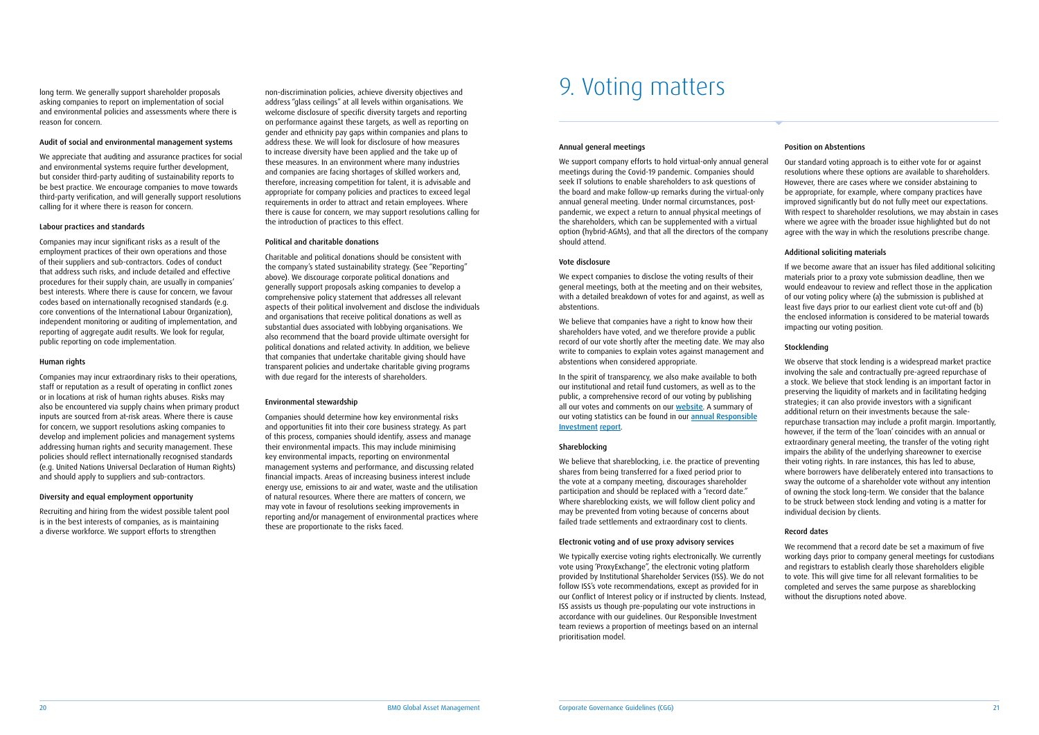long term. We generally support shareholder proposals asking companies to report on implementation of social and environmental policies and assessments where there is reason for concern.

### Audit of social and environmental management systems

We appreciate that auditing and assurance practices for social and environmental systems require further development, but consider third-party auditing of sustainability reports to be best practice. We encourage companies to move towards third-party verification, and will generally support resolutions calling for it where there is reason for concern.

### Labour practices and standards

Companies may incur significant risks as a result of the employment practices of their own operations and those of their suppliers and sub-contractors. Codes of conduct that address such risks, and include detailed and effective procedures for their supply chain, are usually in companies' best interests. Where there is cause for concern, we favour codes based on internationally recognised standards (e.g. core conventions of the International Labour Organization), independent monitoring or auditing of implementation, and reporting of aggregate audit results. We look for regular, public reporting on code implementation.

### Human rights

Companies may incur extraordinary risks to their operations, staff or reputation as a result of operating in conflict zones or in locations at risk of human rights abuses. Risks may also be encountered via supply chains when primary product inputs are sourced from at-risk areas. Where there is cause for concern, we support resolutions asking companies to develop and implement policies and management systems addressing human rights and security management. These policies should reflect internationally recognised standards (e.g. United Nations Universal Declaration of Human Rights) and should apply to suppliers and sub-contractors.

### Diversity and equal employment opportunity

Recruiting and hiring from the widest possible talent pool is in the best interests of companies, as is maintaining a diverse workforce. We support efforts to strengthen non-discrimination policies, achieve diversity objectives and address "glass ceilings" at all levels within organisations. We welcome disclosure of specific diversity targets and reporting on performance against these targets, as well as reporting on gender and ethnicity pay gaps within companies and plans to address these. We will look for disclosure of how measures to increase diversity have been applied and the take up of these measures. In an environment where many industries and companies are facing shortages of skilled workers and, therefore, increasing competition for talent, it is advisable and appropriate for company policies and practices to exceed legal requirements in order to attract and retain employees. Where there is cause for concern, we may support resolutions calling for the introduction of practices to this effect.

### Political and charitable donations

Charitable and political donations should be consistent with the company's stated sustainability strategy. (See "Reporting" above). We discourage corporate political donations and generally support proposals asking companies to develop a comprehensive policy statement that addresses all relevant aspects of their political involvement and disclose the individuals and organisations that receive political donations as well as substantial dues associated with lobbying organisations. We also recommend that the board provide ultimate oversight for political donations and related activity. In addition, we believe that companies that undertake charitable giving should have transparent policies and undertake charitable giving programs with due regard for the interests of shareholders.

### Environmental stewardship

Companies should determine how key environmental risks and opportunities fit into their core business strategy. As part of this process, companies should identify, assess and manage their environmental impacts. This may include minimising key environmental impacts, reporting on environmental management systems and performance, and discussing related financial impacts. Areas of increasing business interest include energy use, emissions to air and water, waste and the utilisation of natural resources. Where there are matters of concern, we may vote in favour of resolutions seeking improvements in reporting and/or management of environmental practices where these are proportionate to the risks faced.

# 9. Voting matters

### Annual general meetings

We support company efforts to hold virtual-only annual general meetings during the Covid-19 pandemic. Companies should seek IT solutions to enable shareholders to ask questions of the board and make follow-up remarks during the virtual-only annual general meeting. Under normal circumstances, post-pandemic, we expect a return to annual physical meetings of the shareholders, which can be supplemented with a virtual option (hybrid-AGMs), and that all the directors of the company should attend.

### Vote disclosure

We expect companies to disclose the voting results of their general meetings, both at the meeting and on their websites, with a detailed breakdown of votes for and against, as well as abstentions.

We believe that companies have a right to know how their shareholders have voted, and we therefore provide a public record of our vote shortly after the meeting date. We may also write to companies to explain votes against management and abstentions when considered appropriate.

In the spirit of transparency, we also make available to both our institutional and retail fund customers, as well as to the public, a comprehensive record of our voting by publishing all our votes and comments on our website. A summary of our voting statistics can be found in our annual Responsible Investment report.

### Shareblocking

We believe that shareblocking, i.e. the practice of preventing shares from being transferred for a fixed period prior to the vote at a company meeting, discourages shareholder participation and should be replaced with a "record date." Where shareblocking exists, we will follow client policy and may be prevented from voting because of concerns about failed trade settlements and extraordinary cost to clients.

### Electronic voting and of use proxy advisory services

We typically exercise voting rights electronically. We currently vote using 'ProxyExchange", the electronic voting platform provided by Institutional Shareholder Services (ISS). We do not follow ISS's vote recommendations, except as provided for in our Conflict of Interest policy or if instructed by clients. Instead, ISS assists us though pre-populating our vote instructions in accordance with our guidelines. Our Responsible Investment team reviews a proportion of meetings based on an internal prioritisation model.

### Position on Abstentions

Our standard voting approach is to either vote for or against resolutions where these options are available to shareholders. However, there are cases where we consider abstaining to be appropriate, for example, where company practices have improved significantly but do not fully meet our expectations. With respect to shareholder resolutions, we may abstain in cases where we agree with the broader issue highlighted but do not agree with the way in which the resolutions prescribe change.

### Additional soliciting materials

If we become aware that an issuer has filed additional soliciting materials prior to a proxy vote submission deadline, then we would endeavour to review and reflect those in the application of our voting policy where (a) the submission is published at least five days prior to our earliest client vote cut-off and (b) the enclosed information is considered to be material towards impacting our voting position.

### Stocklending

We observe that stock lending is a widespread market practice involving the sale and contractually pre-agreed repurchase of a stock. We believe that stock lending is an important factor in preserving the liquidity of markets and in facilitating hedging strategies; it can also provide investors with a significant additional return on their investments because the sale-repurchase transaction may include a profit margin. Importantly, however, if the term of the 'loan' coincides with an annual or extraordinary general meeting, the transfer of the voting right impairs the ability of the underlying shareowner to exercise their voting rights. In rare instances, this has led to abuse, where borrowers have deliberately entered into transactions to sway the outcome of a shareholder vote without any intention of owning the stock long-term. We consider that the balance to be struck between stock lending and voting is a matter for individual decision by clients.

### Record dates

We recommend that a record date be set a maximum of five working days prior to company general meetings for custodians and registrars to establish clearly those shareholders eligible to vote. This will give time for all relevant formalities to be completed and serves the same purpose as shareblocking without the disruptions noted above.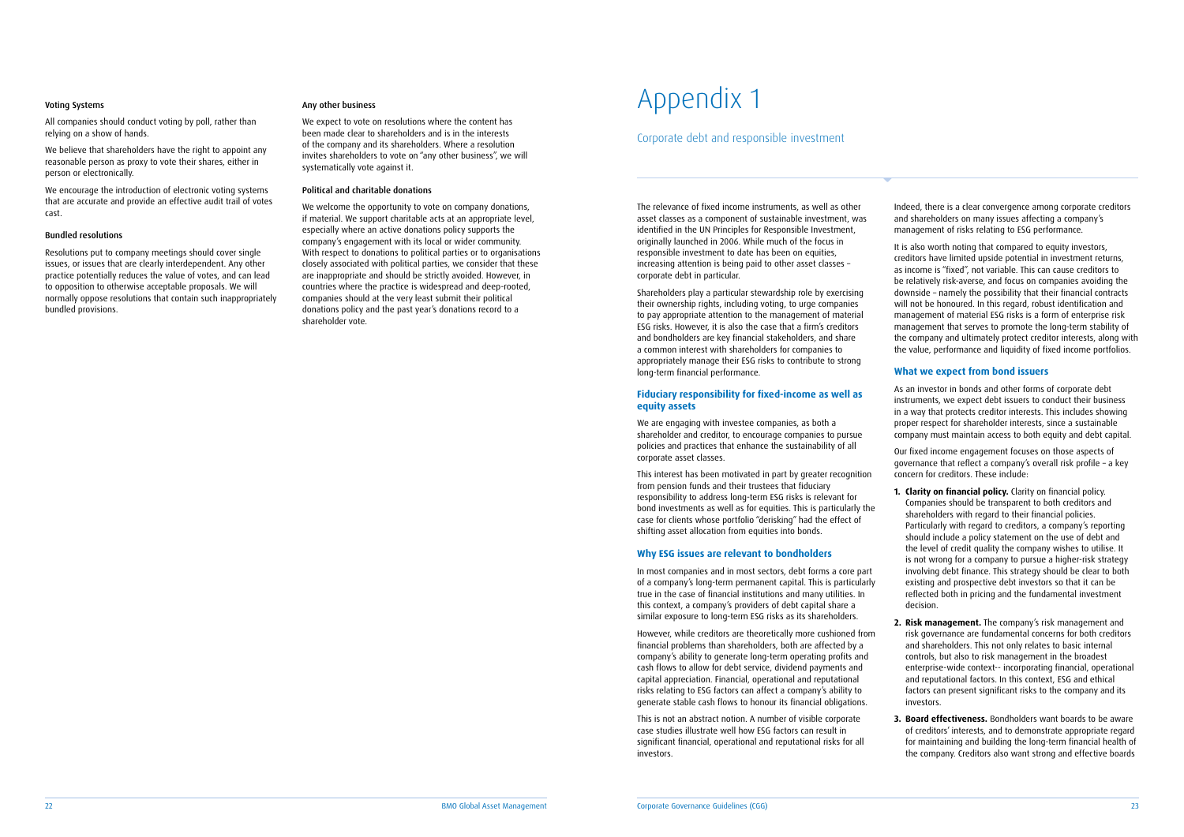#### Voting Systems

All companies should conduct voting by poll, rather than relying on a show of hands.

We believe that shareholders have the right to appoint any reasonable person as proxy to vote their shares, either in person or electronically.

We encourage the introduction of electronic voting systems that are accurate and provide an effective audit trail of votes cast.

#### Bundled resolutions

Resolutions put to company meetings should cover single issues, or issues that are clearly interdependent. Any other practice potentially reduces the value of votes, and can lead to opposition to otherwise acceptable proposals. We will normally oppose resolutions that contain such inappropriately bundled provisions.

#### Any other business

We expect to vote on resolutions where the content has been made clear to shareholders and is in the interests of the company and its shareholders. Where a resolution invites shareholders to vote on "any other business", we will systematically vote against it.

#### Political and charitable donations

We welcome the opportunity to vote on company donations, if material. We support charitable acts at an appropriate level, especially where an active donations policy supports the company's engagement with its local or wider community. With respect to donations to political parties or to organisations closely associated with political parties, we consider that these are inappropriate and should be strictly avoided. However, in countries where the practice is widespread and deep-rooted, companies should at the very least submit their political donations policy and the past year's donations record to a shareholder vote.

# Appendix 1

## Corporate debt and responsible investment

The relevance of fixed income instruments, as well as other asset classes as a component of sustainable investment, was identified in the UN Principles for Responsible Investment, originally launched in 2006. While much of the focus in responsible investment to date has been on equities, increasing attention is being paid to other asset classes – corporate debt in particular.

Shareholders play a particular stewardship role by exercising their ownership rights, including voting, to urge companies to pay appropriate attention to the management of material ESG risks. However, it is also the case that a firm's creditors and bondholders are key financial stakeholders, and share a common interest with shareholders for companies to appropriately manage their ESG risks to contribute to strong long-term financial performance.

### Fiduciary responsibility for fixed-income as well as equity assets

We are engaging with investee companies, as both a shareholder and creditor, to encourage companies to pursue policies and practices that enhance the sustainability of all corporate asset classes.

This interest has been motivated in part by greater recognition from pension funds and their trustees that fiduciary responsibility to address long-term ESG risks is relevant for bond investments as well as for equities. This is particularly the case for clients whose portfolio "derisking" had the effect of shifting asset allocation from equities into bonds.

### Why ESG issues are relevant to bondholders

In most companies and in most sectors, debt forms a core part of a company's long-term permanent capital. This is particularly true in the case of financial institutions and many utilities. In this context, a company's providers of debt capital share a similar exposure to long-term ESG risks as its shareholders.

However, while creditors are theoretically more cushioned from financial problems than shareholders, both are affected by a company's ability to generate long-term operating profits and cash flows to allow for debt service, dividend payments and capital appreciation. Financial, operational and reputational risks relating to ESG factors can affect a company's ability to generate stable cash flows to honour its financial obligations.

This is not an abstract notion. A number of visible corporate case studies illustrate well how ESG factors can result in significant financial, operational and reputational risks for all investors.

Indeed, there is a clear convergence among corporate creditors and shareholders on many issues affecting a company's management of risks relating to ESG performance.

It is also worth noting that compared to equity investors, creditors have limited upside potential in investment returns, as income is "fixed", not variable. This can cause creditors to be relatively risk-averse, and focus on companies avoiding the downside – namely the possibility that their financial contracts will not be honoured. In this regard, robust identification and management of material ESG risks is a form of enterprise risk management that serves to promote the long-term stability of the company and ultimately protect creditor interests, along with the value, performance and liquidity of fixed income portfolios.

### What we expect from bond issuers

As an investor in bonds and other forms of corporate debt instruments, we expect debt issuers to conduct their business in a way that protects creditor interests. This includes showing proper respect for shareholder interests, since a sustainable company must maintain access to both equity and debt capital.

Our fixed income engagement focuses on those aspects of governance that reflect a company's overall risk profile – a key concern for creditors. These include:

1. **Clarity on financial policy.** Clarity on financial policy. Companies should be transparent to both creditors and shareholders with regard to their financial policies. Particularly with regard to creditors, a company's reporting should include a policy statement on the use of debt and the level of credit quality the company wishes to utilise. It is not wrong for a company to pursue a higher-risk strategy involving debt finance. This strategy should be clear to both existing and prospective debt investors so that it can be reflected both in pricing and the fundamental investment decision.
2. **Risk management.** The company's risk management and risk governance are fundamental concerns for both creditors and shareholders. This not only relates to basic internal controls, but also to risk management in the broadest enterprise-wide context-- incorporating financial, operational and reputational factors. In this context, ESG and ethical factors can present significant risks to the company and its investors.
3. **Board effectiveness.** Bondholders want boards to be aware of creditors' interests, and to demonstrate appropriate regard for maintaining and building the long-term financial health of the company. Creditors also want strong and effective boards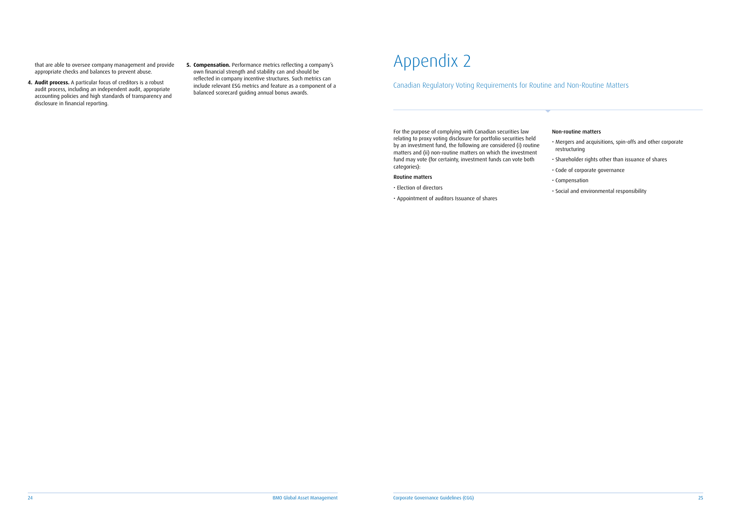that are able to oversee company management and provide appropriate checks and balances to prevent abuse.

4. **Audit process.** A particular focus of creditors is a robust audit process, including an independent audit, appropriate accounting policies and high standards of transparency and disclosure in financial reporting.

5. **Compensation.** Performance metrics reflecting a company's own financial strength and stability can and should be reflected in company incentive structures. Such metrics can include relevant ESG metrics and feature as a component of a balanced scorecard guiding annual bonus awards.

# Appendix 2

## Canadian Regulatory Voting Requirements for Routine and Non-Routine Matters

For the purpose of complying with Canadian securities law relating to proxy voting disclosure for portfolio securities held by an investment fund, the following are considered (i) routine matters and (ii) non-routine matters on which the investment fund may vote (for certainty, investment funds can vote both categories):

**Routine matters**

- Election of directors
- Appointment of auditors Issuance of shares

**Non-routine matters**

- Mergers and acquisitions, spin-offs and other corporate restructuring
- Shareholder rights other than issuance of shares
- Code of corporate governance
- Compensation
- Social and environmental responsibility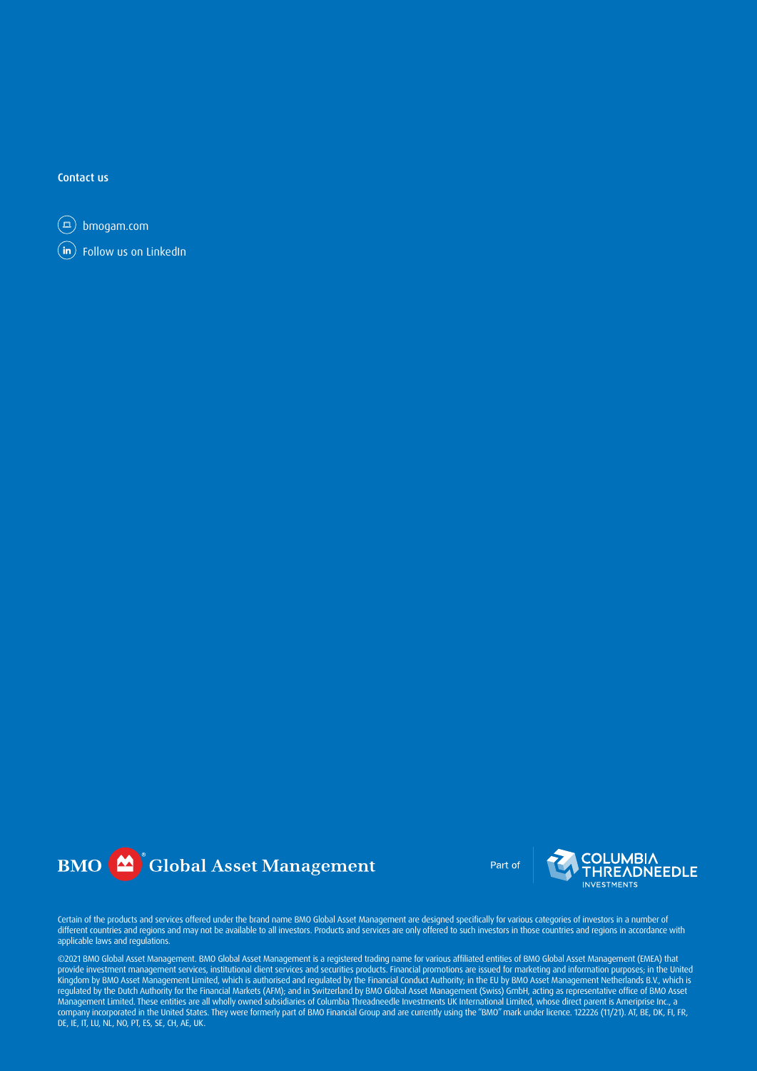Contact us

bmogam.com

Follow us on LinkedIn

BMO Global Asset Management

Part of COLUMBIA THREADNEEDLE INVESTMENTS

Certain of the products and services offered under the brand name BMO Global Asset Management are designed specifically for various categories of investors in a number of different countries and regions and may not be available to all investors. Products and services are only offered to such investors in those countries and regions in accordance with applicable laws and regulations.

©2021 BMO Global Asset Management. BMO Global Asset Management is a registered trading name for various affiliated entities of BMO Global Asset Management (EMEA) that provide investment management services, institutional client services and securities products. Financial promotions are issued for marketing and information purposes; in the United Kingdom by BMO Asset Management Limited, which is authorised and regulated by the Financial Conduct Authority; in the EU by BMO Asset Management Netherlands B.V., which is regulated by the Dutch Authority for the Financial Markets (AFM); and in Switzerland by BMO Global Asset Management (Swiss) GmbH, acting as representative office of BMO Asset Management Limited. These entities are all wholly owned subsidiaries of Columbia Threadneedle Investments UK International Limited, whose direct parent is Ameriprise Inc., a company incorporated in the United States. They were formerly part of BMO Financial Group and are currently using the "BMO" mark under licence. 122226 (11/21). AT, BE, DK, FI, FR, DE, IE, IT, LU, NL, NO, PT, ES, SE, CH, AE, UK.